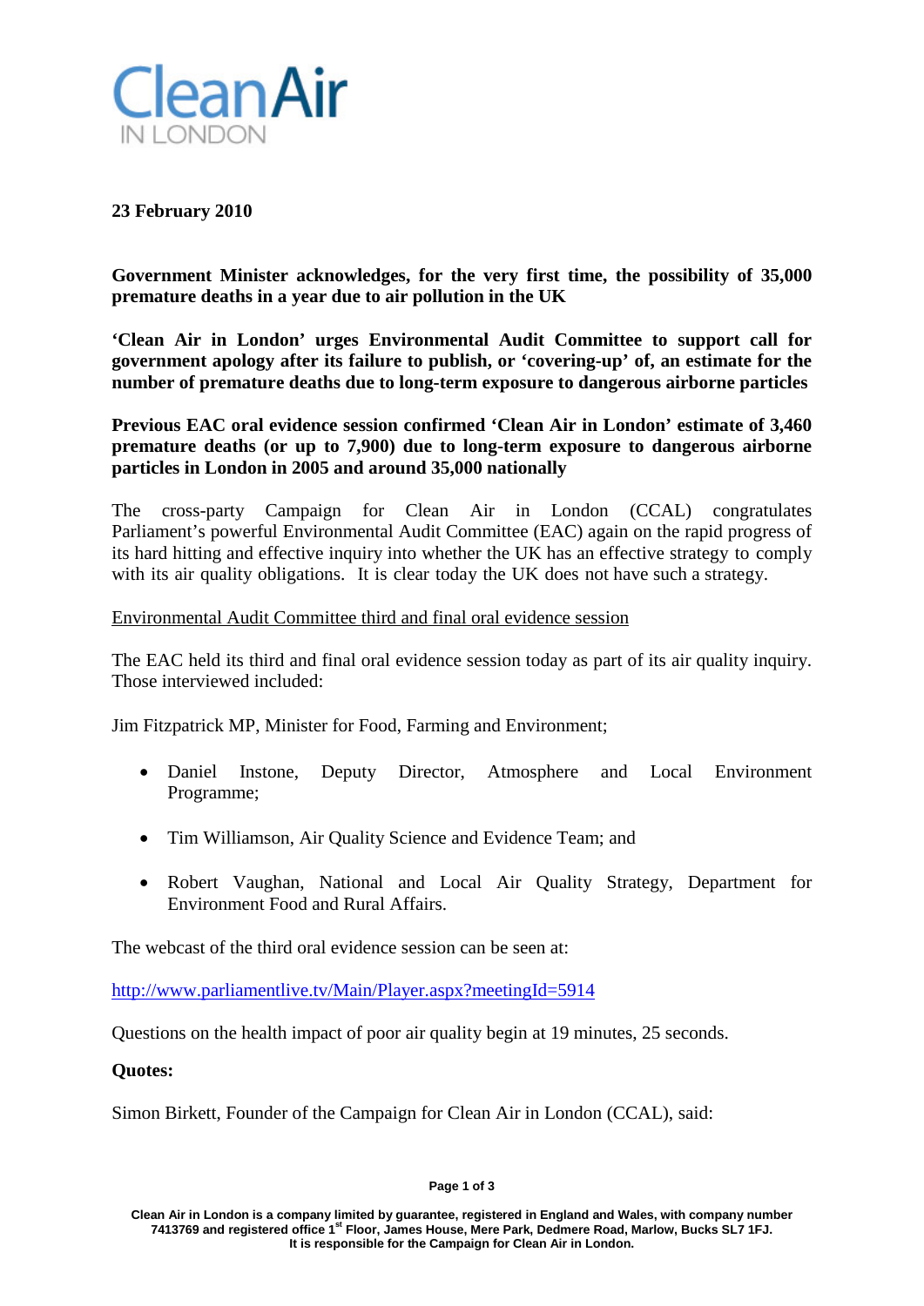Clean Air IN LONDON

**23 February 2010**

**Government Minister acknowledges, for the very first time, the possibility of 35,000 premature deaths in a year due to air pollution in the UK**

**'Clean Air in London' urges Environmental Audit Committee to support call for government apology after its failure to publish, or 'covering-up' of, an estimate for the number of premature deaths due to long-term exposure to dangerous airborne particles**

**Previous EAC oral evidence session confirmed 'Clean Air in London' estimate of 3,460 premature deaths (or up to 7,900) due to long-term exposure to dangerous airborne particles in London in 2005 and around 35,000 nationally**

The cross-party Campaign for Clean Air in London (CCAL) congratulates Parliament's powerful Environmental Audit Committee (EAC) again on the rapid progress of its hard hitting and effective inquiry into whether the UK has an effective strategy to comply with its air quality obligations. It is clear today the UK does not have such a strategy.

<u>Environmental Audit Committee third and final oral evidence session</u>

The EAC held its third and final oral evidence session today as part of its air quality inquiry. Those interviewed included:

Jim Fitzpatrick MP, Minister for Food, Farming and Environment;

- Daniel Instone, Deputy Director, Atmosphere and Local Environment Programme;
- Tim Williamson, Air Quality Science and Evidence Team; and
- Robert Vaughan, National and Local Air Quality Strategy, Department for Environment Food and Rural Affairs.

The webcast of the third oral evidence session can be seen at:

http://www.parliamentlive.tv/Main/Player.aspx?meetingId=5914

Questions on the health impact of poor air quality begin at 19 minutes, 25 seconds.

**Quotes:**

Simon Birkett, Founder of the Campaign for Clean Air in London (CCAL), said:

**Clean Air in London is a company limited by guarantee, registered in England and Wales, with company number 7413769 and registered office 1st Floor, James House, Mere Park, Dedmere Road, Marlow, Bucks SL7 1FJ. It is responsible for the Campaign for Clean Air in London.**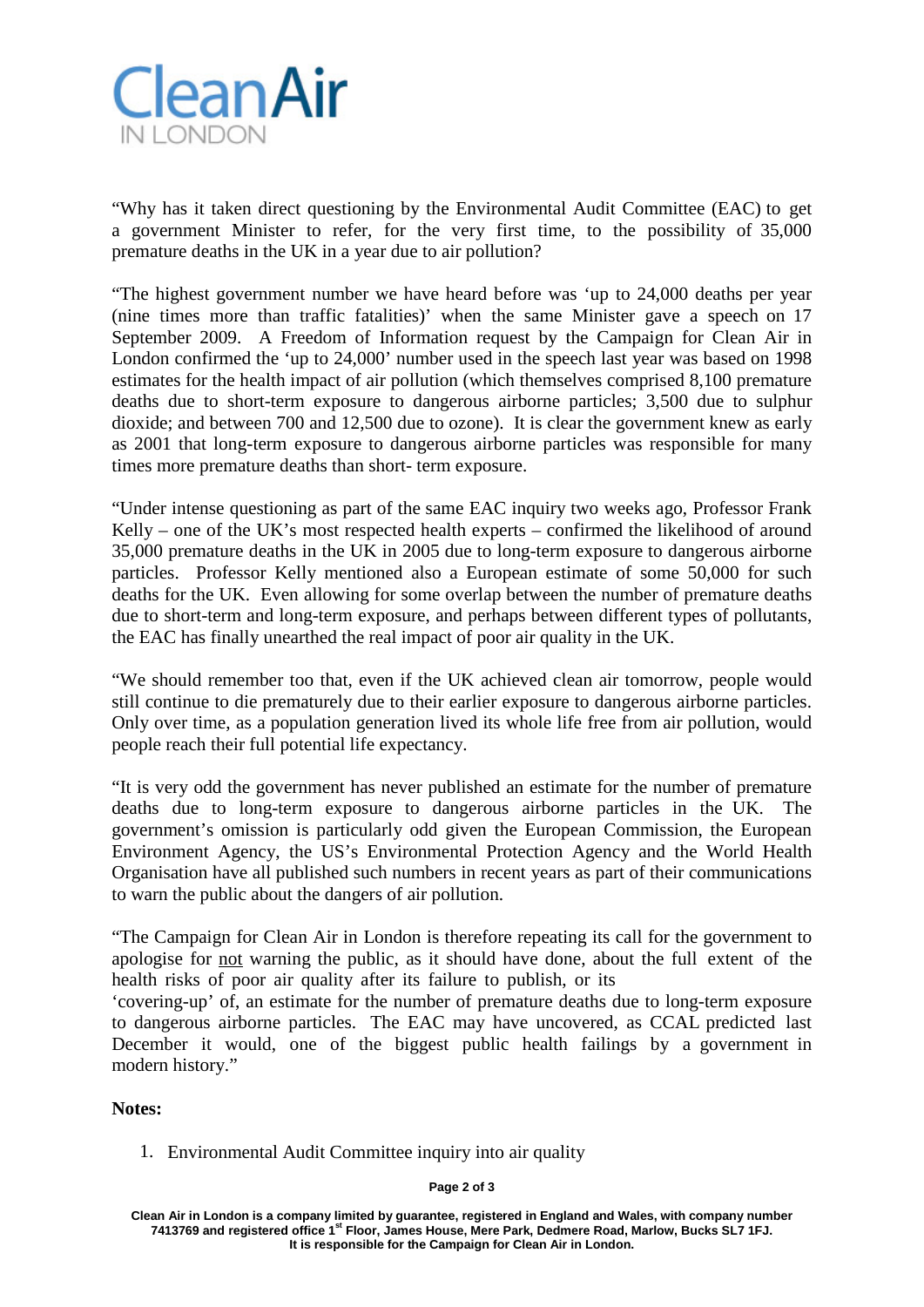"Why has it taken direct questioning by the Environmental Audit Committee (EAC) to get a government Minister to refer, for the very first time, to the possibility of 35,000 premature deaths in the UK in a year due to air pollution?

"The highest government number we have heard before was 'up to 24,000 deaths per year (nine times more than traffic fatalities)' when the same Minister gave a speech on 17 September 2009. A Freedom of Information request by the Campaign for Clean Air in London confirmed the 'up to 24,000' number used in the speech last year was based on 1998 estimates for the health impact of air pollution (which themselves comprised 8,100 premature deaths due to short-term exposure to dangerous airborne particles; 3,500 due to sulphur dioxide; and between 700 and 12,500 due to ozone). It is clear the government knew as early as 2001 that long-term exposure to dangerous airborne particles was responsible for many times more premature deaths than short- term exposure.

"Under intense questioning as part of the same EAC inquiry two weeks ago, Professor Frank Kelly – one of the UK's most respected health experts – confirmed the likelihood of around 35,000 premature deaths in the UK in 2005 due to long-term exposure to dangerous airborne particles. Professor Kelly mentioned also a European estimate of some 50,000 for such deaths for the UK. Even allowing for some overlap between the number of premature deaths due to short-term and long-term exposure, and perhaps between different types of pollutants, the EAC has finally unearthed the real impact of poor air quality in the UK.

"We should remember too that, even if the UK achieved clean air tomorrow, people would still continue to die prematurely due to their earlier exposure to dangerous airborne particles. Only over time, as a population generation lived its whole life free from air pollution, would people reach their full potential life expectancy.

"It is very odd the government has never published an estimate for the number of premature deaths due to long-term exposure to dangerous airborne particles in the UK. The government's omission is particularly odd given the European Commission, the European Environment Agency, the US's Environmental Protection Agency and the World Health Organisation have all published such numbers in recent years as part of their communications to warn the public about the dangers of air pollution.

"The Campaign for Clean Air in London is therefore repeating its call for the government to apologise for not warning the public, as it should have done, about the full extent of the health risks of poor air quality after its failure to publish, or its 'covering-up' of, an estimate for the number of premature deaths due to long-term exposure to dangerous airborne particles. The EAC may have uncovered, as CCAL predicted last December it would, one of the biggest public health failings by a government in modern history."

**Notes:**

1. Environmental Audit Committee inquiry into air quality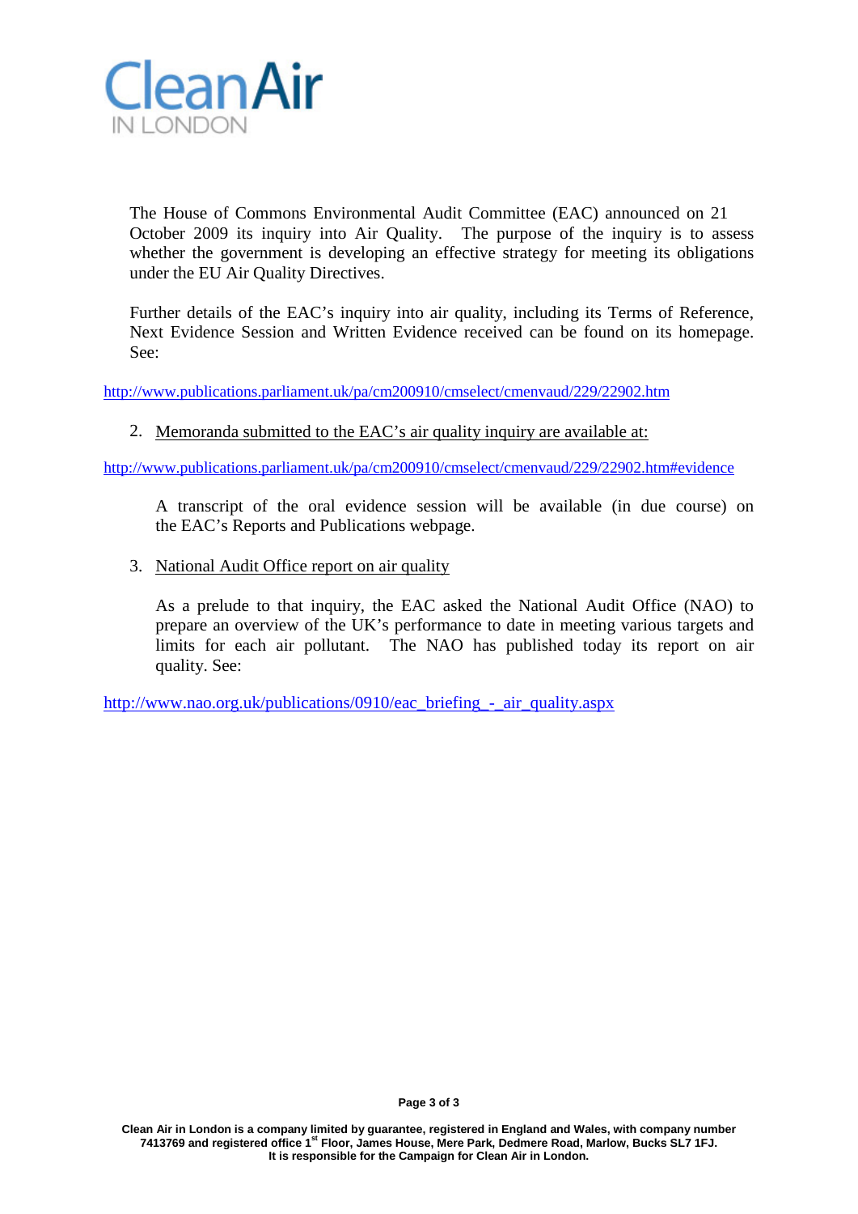Clean Air

IN LONDON

The House of Commons Environmental Audit Committee (EAC) announced on 21 October 2009 its inquiry into Air Quality. The purpose of the inquiry is to assess whether the government is developing an effective strategy for meeting its obligations under the EU Air Quality Directives.

Further details of the EAC's inquiry into air quality, including its Terms of Reference, Next Evidence Session and Written Evidence received can be found on its homepage. See:

http://www.publications.parliament.uk/pa/cm200910/cmselect/cmenvaud/229/22902.htm

2. Memoranda submitted to the EAC's air quality inquiry are available at:

http://www.publications.parliament.uk/pa/cm200910/cmselect/cmenvaud/229/22902.htm#evidence

   A transcript of the oral evidence session will be available (in due course) on the EAC's Reports and Publications webpage.

3. National Audit Office report on air quality

   As a prelude to that inquiry, the EAC asked the National Audit Office (NAO) to prepare an overview of the UK's performance to date in meeting various targets and limits for each air pollutant. The NAO has published today its report on air quality. See:

http://www.nao.org.uk/publications/0910/eac_briefing_-_air_quality.aspx

**Clean Air in London is a company limited by guarantee, registered in England and Wales, with company number 7413769 and registered office 1st Floor, James House, Mere Park, Dedmere Road, Marlow, Bucks SL7 1FJ. It is responsible for the Campaign for Clean Air in London.**